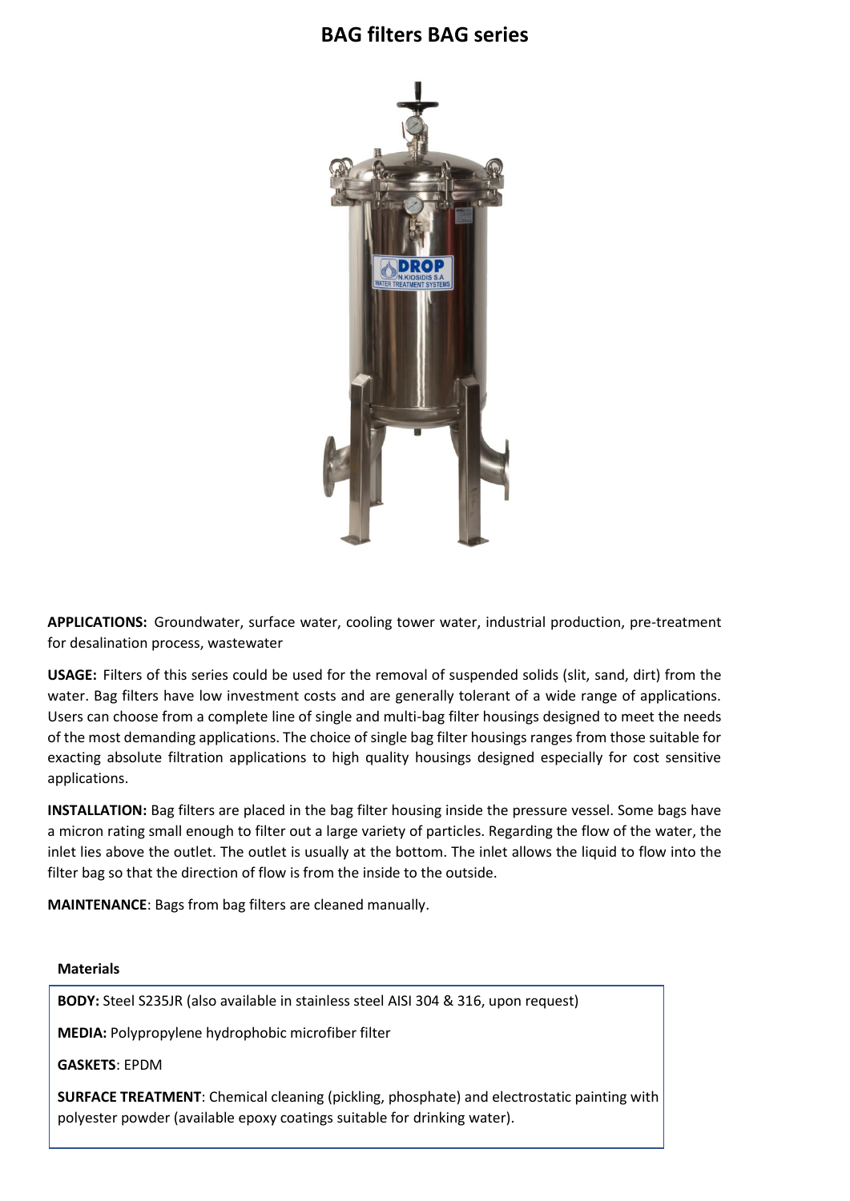# BAG filters BAG series

**APPLICATIONS:** Groundwater, surface water, cooling tower water, industrial production, pre-treatment for desalination process, wastewater

**USAGE:** Filters of this series could be used for the removal of suspended solids (slit, sand, dirt) from the water. Bag filters have low investment costs and are generally tolerant of a wide range of applications. Users can choose from a complete line of single and multi-bag filter housings designed to meet the needs of the most demanding applications. The choice of single bag filter housings ranges from those suitable for exacting absolute filtration applications to high quality housings designed especially for cost sensitive applications.

**INSTALLATION:** Bag filters are placed in the bag filter housing inside the pressure vessel. Some bags have a micron rating small enough to filter out a large variety of particles. Regarding the flow of the water, the inlet lies above the outlet. The outlet is usually at the bottom. The inlet allows the liquid to flow into the filter bag so that the direction of flow is from the inside to the outside.

**MAINTENANCE**: Bags from bag filters are cleaned manually.

**Materials**

**BODY:** Steel S235JR (also available in stainless steel AISI 304 & 316, upon request)

**MEDIA:** Polypropylene hydrophobic microfiber filter

**GASKETS**: EPDM

**SURFACE TREATMENT**: Chemical cleaning (pickling, phosphate) and electrostatic painting with polyester powder (available epoxy coatings suitable for drinking water).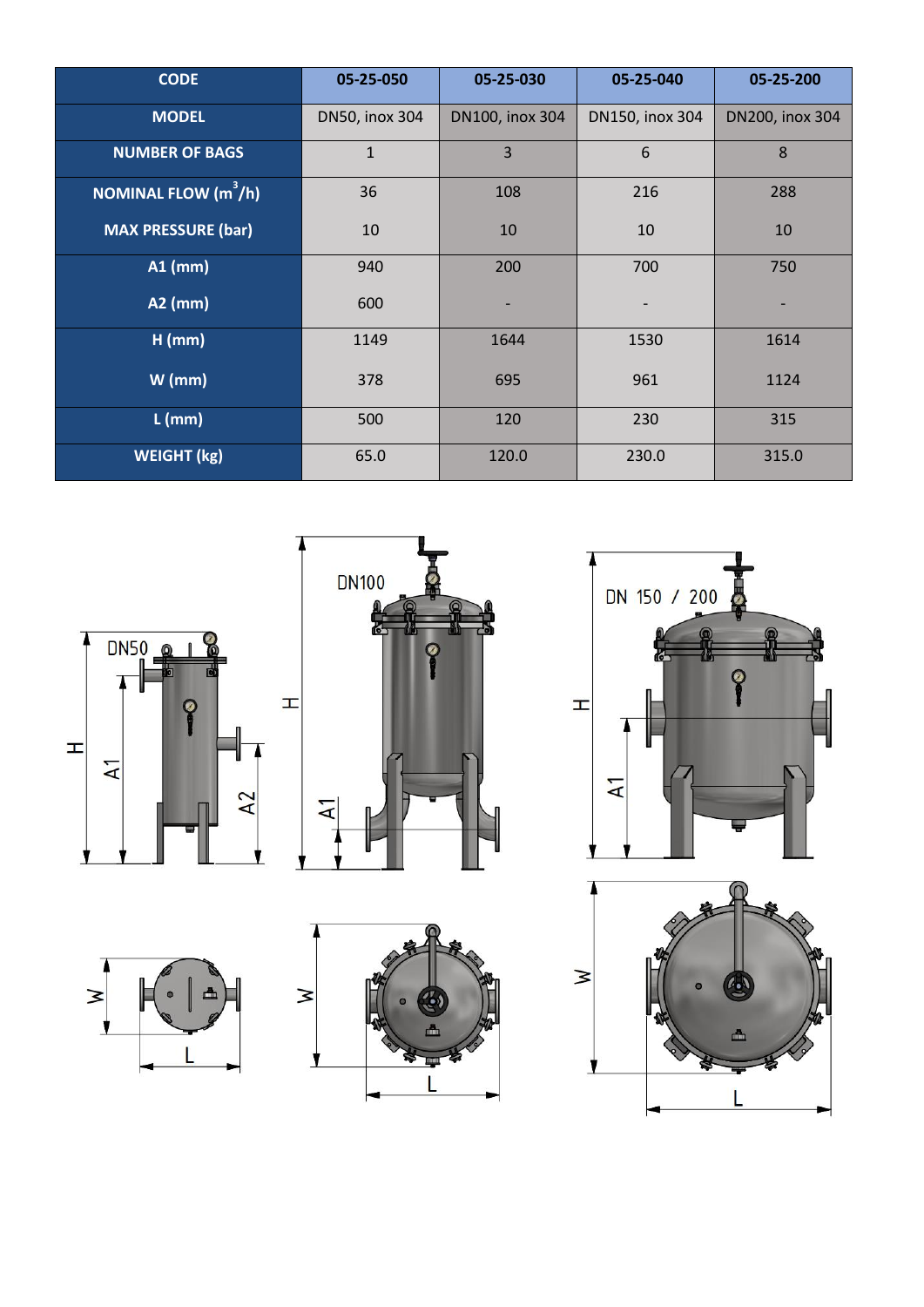| CODE | 05-25-050 | 05-25-030 | 05-25-040 | 05-25-200 |
|---|---|---|---|---|
| MODEL | DN50, inox 304 | DN100, inox 304 | DN150, inox 304 | DN200, inox 304 |
| NUMBER OF BAGS | 1 | 3 | 6 | 8 |
| NOMINAL FLOW ($m^3/h$) | 36 | 108 | 216 | 288 |
| MAX PRESSURE (bar) | 10 | 10 | 10 | 10 |
| A1 (mm) | 940 | 200 | 700 | 750 |
| A2 (mm) | 600 | - | - | - |
| H (mm) | 1149 | 1644 | 1530 | 1614 |
| W (mm) | 378 | 695 | 961 | 1124 |
| L (mm) | 500 | 120 | 230 | 315 |
| WEIGHT (kg) | 65.0 | 120.0 | 230.0 | 315.0 |

DN50

DN100

DN 150 / 200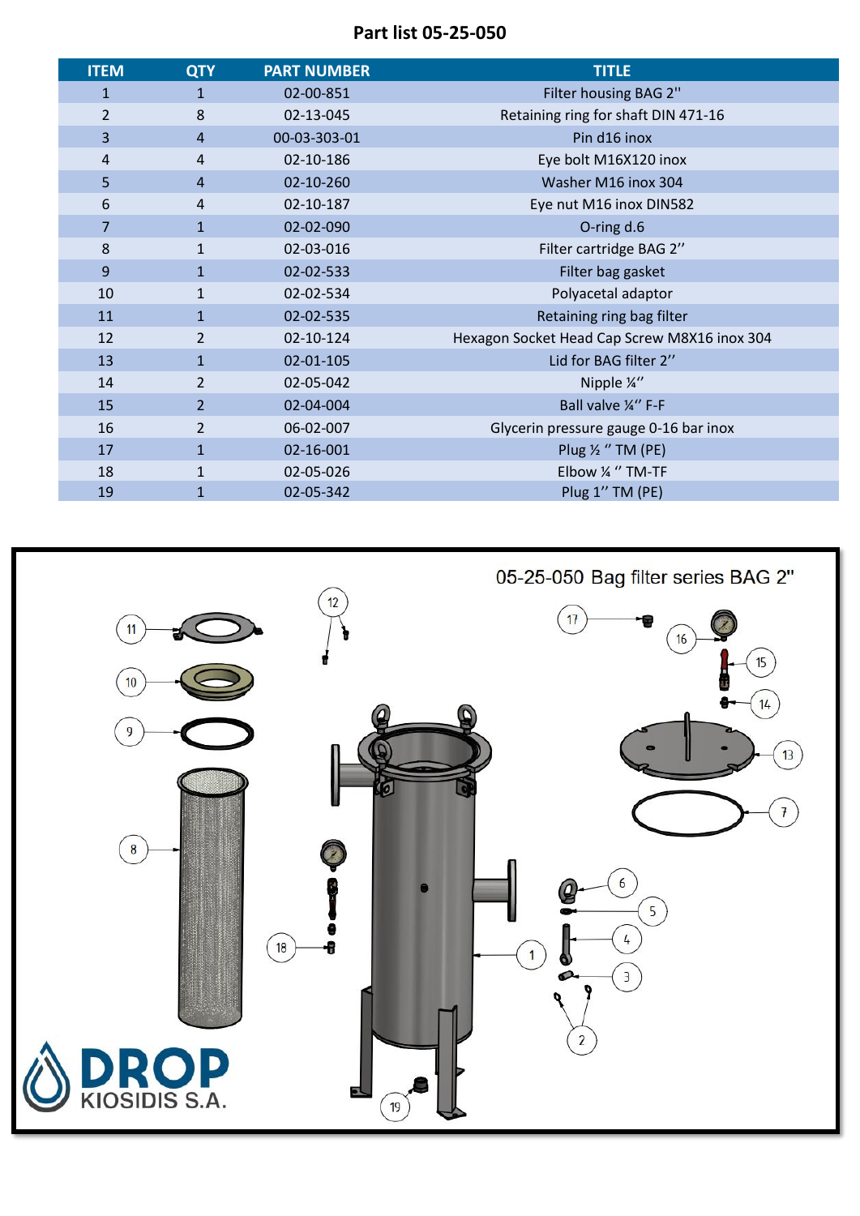# Part list 05-25-050

| ITEM | QTY | PART NUMBER | TITLE |
|---|---|---|---|
| 1 | 1 | 02-00-851 | Filter housing BAG 2'' |
| 2 | 8 | 02-13-045 | Retaining ring for shaft DIN 471-16 |
| 3 | 4 | 00-03-303-01 | Pin d16 inox |
| 4 | 4 | 02-10-186 | Eye bolt M16X120 inox |
| 5 | 4 | 02-10-260 | Washer M16 inox 304 |
| 6 | 4 | 02-10-187 | Eye nut M16 inox DIN582 |
| 7 | 1 | 02-02-090 | O-ring d.6 |
| 8 | 1 | 02-03-016 | Filter cartridge BAG 2'' |
| 9 | 1 | 02-02-533 | Filter bag gasket |
| 10 | 1 | 02-02-534 | Polyacetal adaptor |
| 11 | 1 | 02-02-535 | Retaining ring bag filter |
| 12 | 2 | 02-10-124 | Hexagon Socket Head Cap Screw M8X16 inox 304 |
| 13 | 1 | 02-01-105 | Lid for BAG filter 2'' |
| 14 | 2 | 02-05-042 | Nipple ¼'' |
| 15 | 2 | 02-04-004 | Ball valve ¼'' F-F |
| 16 | 2 | 06-02-007 | Glycerin pressure gauge 0-16 bar inox |
| 17 | 1 | 02-16-001 | Plug ½ '' TM (PE) |
| 18 | 1 | 02-05-026 | Elbow ¼ '' TM-TF |
| 19 | 1 | 02-05-342 | Plug 1'' TM (PE) |

05-25-050 Bag filter series BAG 2''

DROP KIOSIDIS S.A.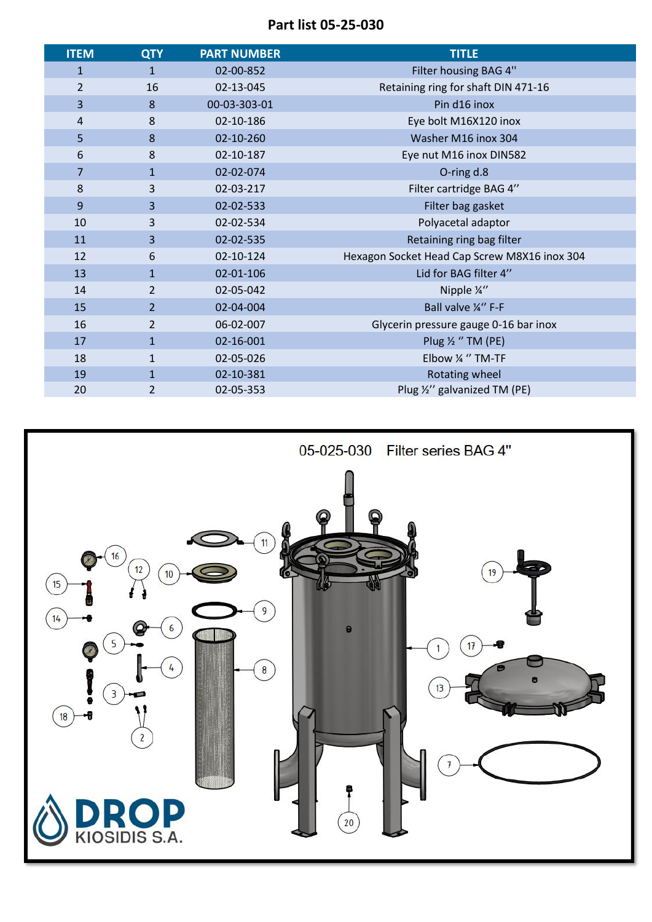# Part list 05-25-030

| ITEM | QTY | PART NUMBER | TITLE |
|---|---|---|---|
| 1 | 1 | 02-00-852 | Filter housing BAG 4'' |
| 2 | 16 | 02-13-045 | Retaining ring for shaft DIN 471-16 |
| 3 | 8 | 00-03-303-01 | Pin d16 inox |
| 4 | 8 | 02-10-186 | Eye bolt M16X120 inox |
| 5 | 8 | 02-10-260 | Washer M16 inox 304 |
| 6 | 8 | 02-10-187 | Eye nut M16 inox DIN582 |
| 7 | 1 | 02-02-074 | O-ring d.8 |
| 8 | 3 | 02-03-217 | Filter cartridge BAG 4'' |
| 9 | 3 | 02-02-533 | Filter bag gasket |
| 10 | 3 | 02-02-534 | Polyacetal adaptor |
| 11 | 3 | 02-02-535 | Retaining ring bag filter |
| 12 | 6 | 02-10-124 | Hexagon Socket Head Cap Screw M8X16 inox 304 |
| 13 | 1 | 02-01-106 | Lid for BAG filter 4'' |
| 14 | 2 | 02-05-042 | Nipple ¼'' |
| 15 | 2 | 02-04-004 | Ball valve ¼'' F-F |
| 16 | 2 | 06-02-007 | Glycerin pressure gauge 0-16 bar inox |
| 17 | 1 | 02-16-001 | Plug ½ '' TM (PE) |
| 18 | 1 | 02-05-026 | Elbow ¼ '' TM-TF |
| 19 | 1 | 02-10-381 | Rotating wheel |
| 20 | 2 | 02-05-353 | Plug ½'' galvanized TM (PE) |

05-025-030 Filter series BAG 4"

DROP KIOSIDIS S.A.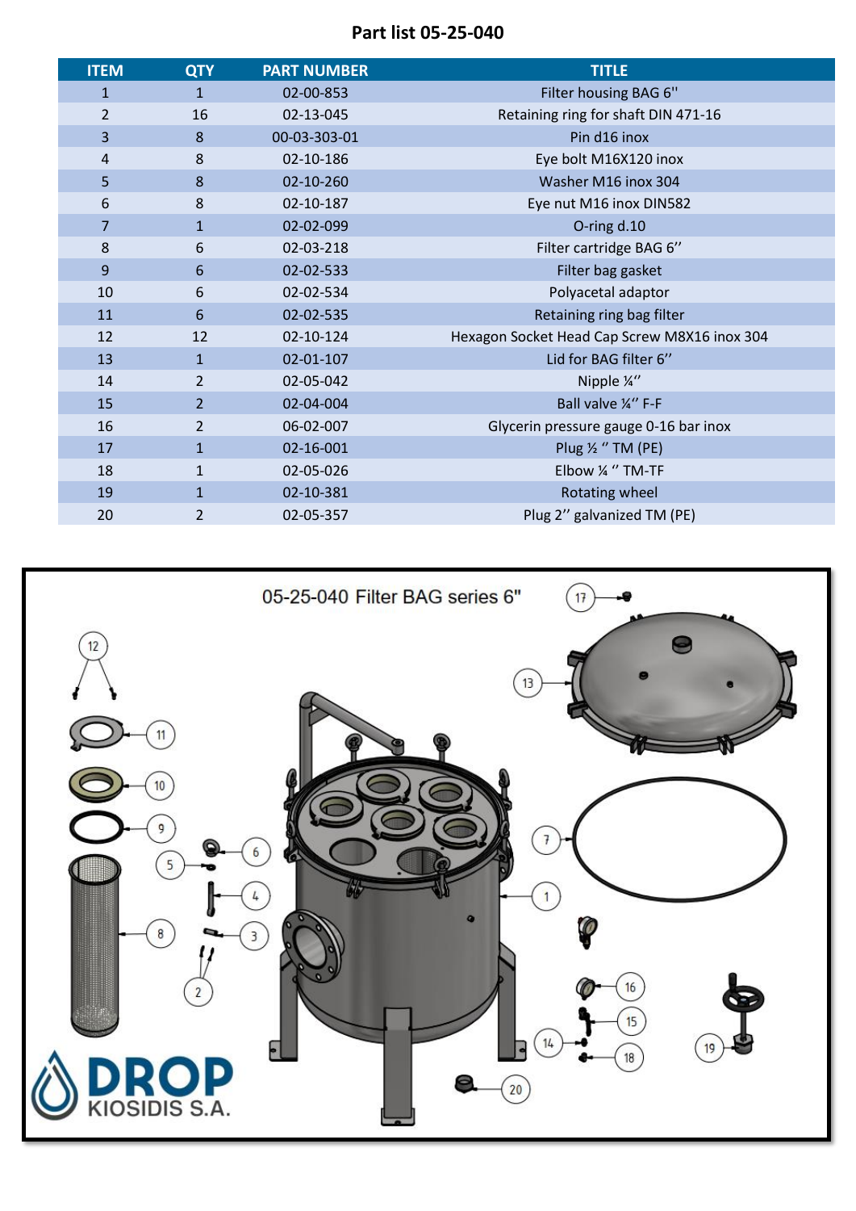# Part list 05-25-040

| ITEM | QTY | PART NUMBER | TITLE |
|---|---|---|---|
| 1 | 1 | 02-00-853 | Filter housing BAG 6'' |
| 2 | 16 | 02-13-045 | Retaining ring for shaft DIN 471-16 |
| 3 | 8 | 00-03-303-01 | Pin d16 inox |
| 4 | 8 | 02-10-186 | Eye bolt M16X120 inox |
| 5 | 8 | 02-10-260 | Washer M16 inox 304 |
| 6 | 8 | 02-10-187 | Eye nut M16 inox DIN582 |
| 7 | 1 | 02-02-099 | O-ring d.10 |
| 8 | 6 | 02-03-218 | Filter cartridge BAG 6'' |
| 9 | 6 | 02-02-533 | Filter bag gasket |
| 10 | 6 | 02-02-534 | Polyacetal adaptor |
| 11 | 6 | 02-02-535 | Retaining ring bag filter |
| 12 | 12 | 02-10-124 | Hexagon Socket Head Cap Screw M8X16 inox 304 |
| 13 | 1 | 02-01-107 | Lid for BAG filter 6'' |
| 14 | 2 | 02-05-042 | Nipple ¼'' |
| 15 | 2 | 02-04-004 | Ball valve ¼'' F-F |
| 16 | 2 | 06-02-007 | Glycerin pressure gauge 0-16 bar inox |
| 17 | 1 | 02-16-001 | Plug ½ '' TM (PE) |
| 18 | 1 | 02-05-026 | Elbow ¼ '' TM-TF |
| 19 | 1 | 02-10-381 | Rotating wheel |
| 20 | 2 | 02-05-357 | Plug 2'' galvanized TM (PE) |

05-25-040 Filter BAG series 6"

DROP KIOSIDIS S.A.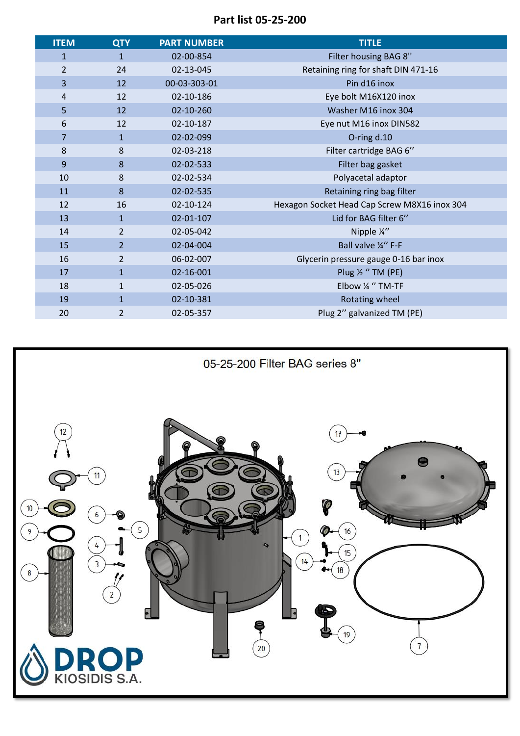## Part list 05-25-200

| ITEM | QTY | PART NUMBER | TITLE |
|---|---|---|---|
| 1 | 1 | 02-00-854 | Filter housing BAG 8'' |
| 2 | 24 | 02-13-045 | Retaining ring for shaft DIN 471-16 |
| 3 | 12 | 00-03-303-01 | Pin d16 inox |
| 4 | 12 | 02-10-186 | Eye bolt M16X120 inox |
| 5 | 12 | 02-10-260 | Washer M16 inox 304 |
| 6 | 12 | 02-10-187 | Eye nut M16 inox DIN582 |
| 7 | 1 | 02-02-099 | O-ring d.10 |
| 8 | 8 | 02-03-218 | Filter cartridge BAG 6'' |
| 9 | 8 | 02-02-533 | Filter bag gasket |
| 10 | 8 | 02-02-534 | Polyacetal adaptor |
| 11 | 8 | 02-02-535 | Retaining ring bag filter |
| 12 | 16 | 02-10-124 | Hexagon Socket Head Cap Screw M8X16 inox 304 |
| 13 | 1 | 02-01-107 | Lid for BAG filter 6'' |
| 14 | 2 | 02-05-042 | Nipple ¼'' |
| 15 | 2 | 02-04-004 | Ball valve ¼'' F-F |
| 16 | 2 | 06-02-007 | Glycerin pressure gauge 0-16 bar inox |
| 17 | 1 | 02-16-001 | Plug ½ '' TM (PE) |
| 18 | 1 | 02-05-026 | Elbow ¼ '' TM-TF |
| 19 | 1 | 02-10-381 | Rotating wheel |
| 20 | 2 | 02-05-357 | Plug 2'' galvanized TM (PE) |

05-25-200 Filter BAG series 8''

12
11
10
9
8
6
5
4
3
2
1
17
13
16
15
14
18
19
20
7

DROP
KIOSIDIS S.A.